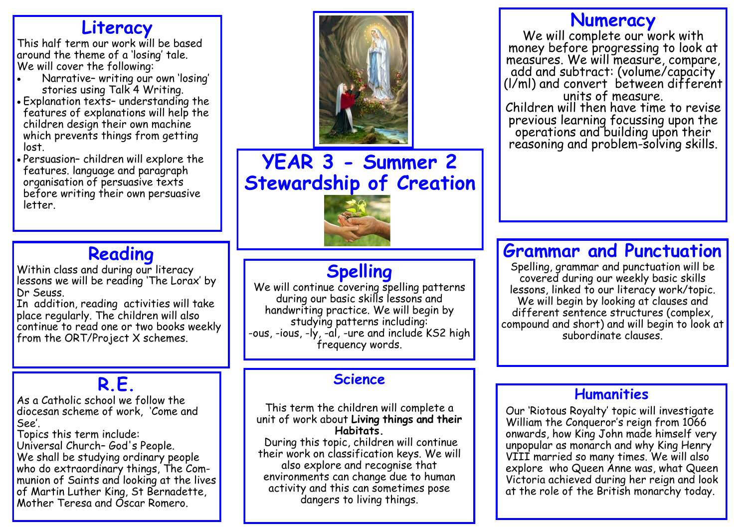# YEAR 3 - Summer 2
# Stewardship of Creation

## Literacy

This half term our work will be based around the theme of a 'losing' tale.
We will cover the following:

- Narrative– writing our own 'losing' stories using Talk 4 Writing.
- Explanation texts– understanding the features of explanations will help the children design their own machine which prevents things from getting lost.
- Persuasion– children will explore the features. language and paragraph organisation of persuasive texts before writing their own persuasive letter.

## Reading

Within class and during our literacy lessons we will be reading 'The Lorax' by Dr Seuss.
In addition, reading activities will take place regularly. The children will also continue to read one or two books weekly from the ORT/Project X schemes.

## R.E.

As a Catholic school we follow the diocesan scheme of work, 'Come and See'.
Topics this term include:
Universal Church– God's People.
We shall be studying ordinary people who do extraordinary things, The Communion of Saints and looking at the lives of Martin Luther King, St Bernadette, Mother Teresa and Oscar Romero.

## Spelling

We will continue covering spelling patterns during our basic skills lessons and handwriting practice. We will begin by studying patterns including:
-ous, -ious, -ly, -al, -ure and include KS2 high frequency words.

## Science

This term the children will complete a unit of work about **Living things and their Habitats.**
During this topic, children will continue their work on classification keys. We will also explore and recognise that environments can change due to human activity and this can sometimes pose dangers to living things.

## Numeracy

We will complete our work with money before progressing to look at measures. We will measure, compare, add and subtract: (volume/capacity (l/ml) and convert between different units of measure.
Children will then have time to revise previous learning focussing upon the operations and building upon their reasoning and problem-solving skills.

## Grammar and Punctuation

Spelling, grammar and punctuation will be covered during our weekly basic skills lessons, linked to our literacy work/topic. We will begin by looking at clauses and different sentence structures (complex, compound and short) and will begin to look at subordinate clauses.

## Humanities

Our 'Riotous Royalty' topic will investigate William the Conqueror's reign from 1066 onwards, how King John made himself very unpopular as monarch and why King Henry VIII married so many times. We will also explore who Queen Anne was, what Queen Victoria achieved during her reign and look at the role of the British monarchy today.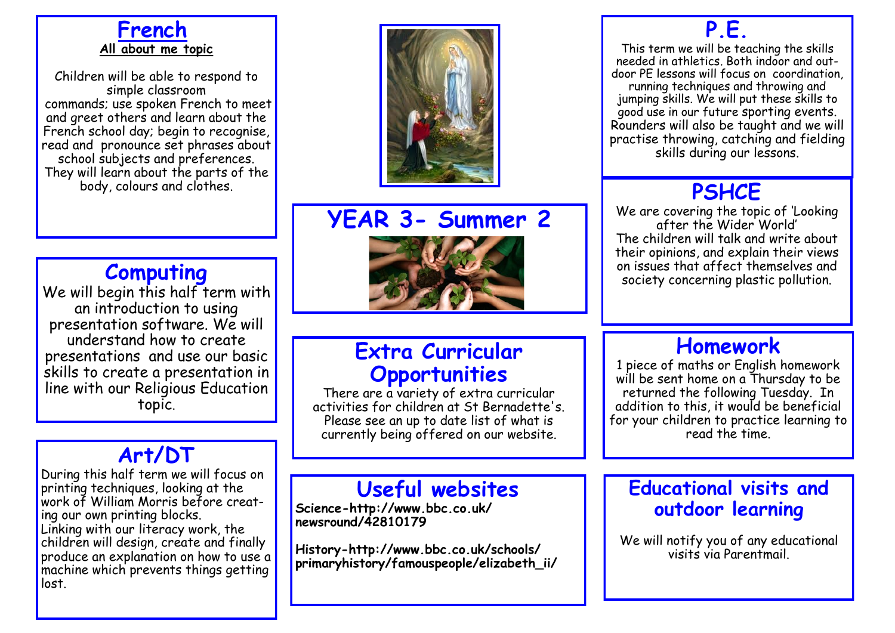# YEAR 3- Summer 2

## French

**All about me topic**

Children will be able to respond to simple classroom commands; use spoken French to meet and greet others and learn about the French school day; begin to recognise, read and pronounce set phrases about school subjects and preferences. They will learn about the parts of the body, colours and clothes.

## Computing

We will begin this half term with an introduction to using presentation software. We will understand how to create presentations and use our basic skills to create a presentation in line with our Religious Education topic.

## Art/DT

During this half term we will focus on printing techniques, looking at the work of William Morris before creating our own printing blocks.

Linking with our literacy work, the children will design, create and finally produce an explanation on how to use a machine which prevents things getting lost.

## Extra Curricular Opportunities

There are a variety of extra curricular activities for children at St Bernadette's. Please see an up to date list of what is currently being offered on our website.

## Useful websites

**Science-http://www.bbc.co.uk/newsround/42810179**

**History-http://www.bbc.co.uk/schools/primaryhistory/famouspeople/elizabeth_ii/**

## P.E.

This term we will be teaching the skills needed in athletics. Both indoor and outdoor PE lessons will focus on coordination, running techniques and throwing and jumping skills. We will put these skills to good use in our future sporting events. Rounders will also be taught and we will practise throwing, catching and fielding skills during our lessons.

## PSHCE

We are covering the topic of 'Looking after the Wider World'

The children will talk and write about their opinions, and explain their views on issues that affect themselves and society concerning plastic pollution.

## Homework

1 piece of maths or English homework will be sent home on a Thursday to be returned the following Tuesday. In addition to this, it would be beneficial for your children to practice learning to read the time.

## Educational visits and outdoor learning

We will notify you of any educational visits via Parentmail.